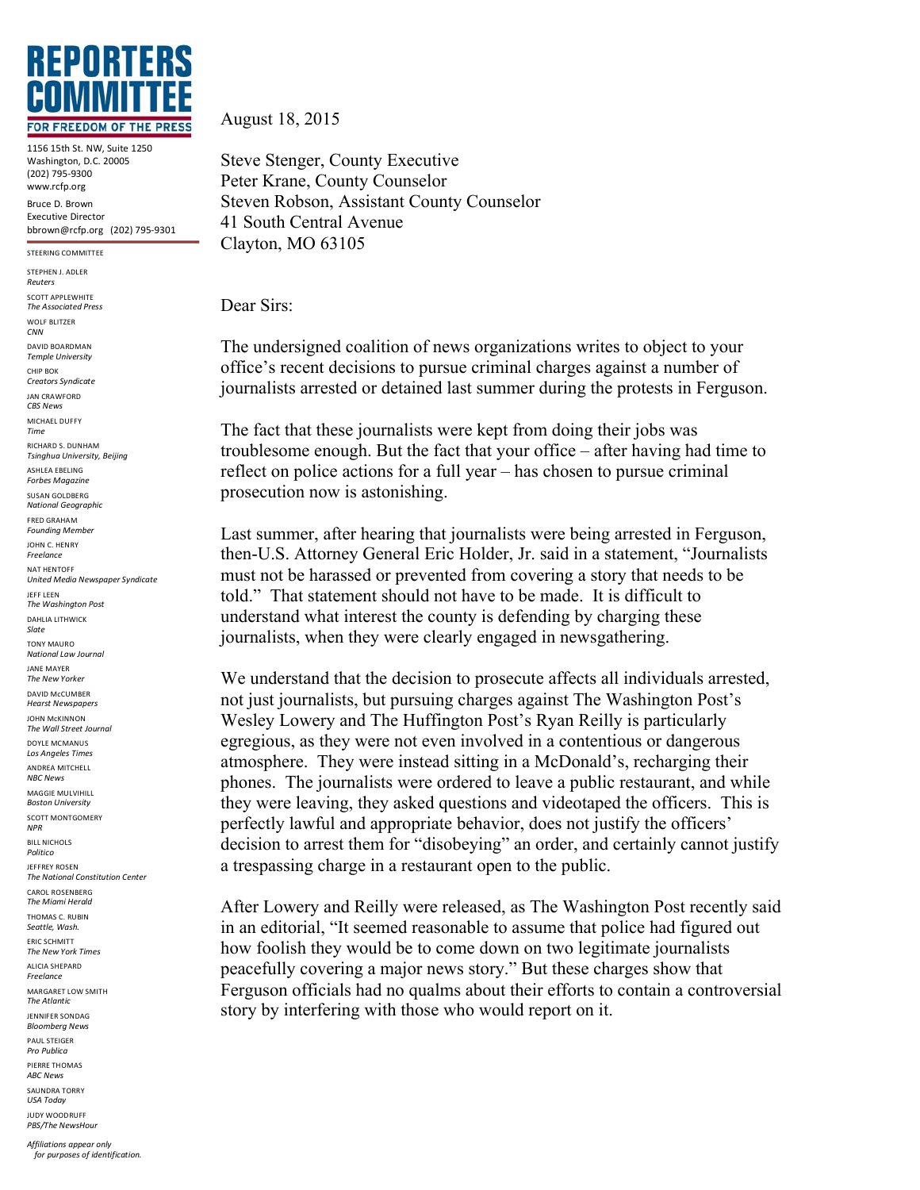# REPORTERS COMMITTEE

FOR FREEDOM OF THE PRESS

1156 15th St. NW, Suite 1250
Washington, D.C. 20005
(202) 795-9300
www.rcfp.org

Bruce D. Brown
Executive Director
bbrown@rcfp.org (202) 795-9301

STEERING COMMITTEE

STEPHEN J. ADLER
*Reuters*
SCOTT APPLEWHITE
*The Associated Press*
WOLF BLITZER
*CNN*
DAVID BOARDMAN
*Temple University*
CHIP BOK
*Creators Syndicate*
JAN CRAWFORD
*CBS News*
MICHAEL DUFFY
*Time*
RICHARD S. DUNHAM
*Tsinghua University, Beijing*
ASHLEA EBELING
*Forbes Magazine*
SUSAN GOLDBERG
*National Geographic*
FRED GRAHAM
*Founding Member*
JOHN C. HENRY
*Freelance*
NAT HENTOFF
*United Media Newspaper Syndicate*
JEFF LEEN
*The Washington Post*
DAHLIA LITHWICK
*Slate*
TONY MAURO
*National Law Journal*
JANE MAYER
*The New Yorker*
DAVID McCUMBER
*Hearst Newspapers*
JOHN McKINNON
*The Wall Street Journal*
DOYLE MCMANUS
*Los Angeles Times*
ANDREA MITCHELL
*NBC News*
MAGGIE MULVIHILL
*Boston University*
SCOTT MONTGOMERY
*NPR*
BILL NICHOLS
*Politico*
JEFFREY ROSEN
*The National Constitution Center*
CAROL ROSENBERG
*The Miami Herald*
THOMAS C. RUBIN
*Seattle, Wash.*
ERIC SCHMITT
*The New York Times*
ALICIA SHEPARD
*Freelance*
MARGARET LOW SMITH
*The Atlantic*
JENNIFER SONDAG
*Bloomberg News*
PAUL STEIGER
*Pro Publica*
PIERRE THOMAS
*ABC News*
SAUNDRA TORRY
*USA Today*
JUDY WOODRUFF
*PBS/The NewsHour*

*Affiliations appear only for purposes of identification.*

August 18, 2015

Steve Stenger, County Executive
Peter Krane, County Counselor
Steven Robson, Assistant County Counselor
41 South Central Avenue
Clayton, MO 63105

Dear Sirs:

The undersigned coalition of news organizations writes to object to your office's recent decisions to pursue criminal charges against a number of journalists arrested or detained last summer during the protests in Ferguson.

The fact that these journalists were kept from doing their jobs was troublesome enough. But the fact that your office – after having had time to reflect on police actions for a full year – has chosen to pursue criminal prosecution now is astonishing.

Last summer, after hearing that journalists were being arrested in Ferguson, then-U.S. Attorney General Eric Holder, Jr. said in a statement, "Journalists must not be harassed or prevented from covering a story that needs to be told." That statement should not have to be made. It is difficult to understand what interest the county is defending by charging these journalists, when they were clearly engaged in newsgathering.

We understand that the decision to prosecute affects all individuals arrested, not just journalists, but pursuing charges against The Washington Post's Wesley Lowery and The Huffington Post's Ryan Reilly is particularly egregious, as they were not even involved in a contentious or dangerous atmosphere. They were instead sitting in a McDonald's, recharging their phones. The journalists were ordered to leave a public restaurant, and while they were leaving, they asked questions and videotaped the officers. This is perfectly lawful and appropriate behavior, does not justify the officers' decision to arrest them for "disobeying" an order, and certainly cannot justify a trespassing charge in a restaurant open to the public.

After Lowery and Reilly were released, as The Washington Post recently said in an editorial, "It seemed reasonable to assume that police had figured out how foolish they would be to come down on two legitimate journalists peacefully covering a major news story." But these charges show that Ferguson officials had no qualms about their efforts to contain a controversial story by interfering with those who would report on it.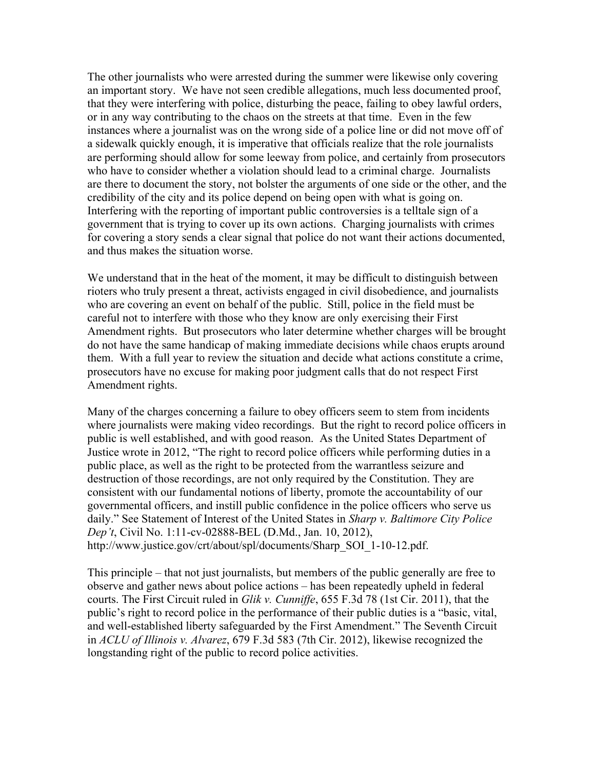The other journalists who were arrested during the summer were likewise only covering an important story. We have not seen credible allegations, much less documented proof, that they were interfering with police, disturbing the peace, failing to obey lawful orders, or in any way contributing to the chaos on the streets at that time. Even in the few instances where a journalist was on the wrong side of a police line or did not move off of a sidewalk quickly enough, it is imperative that officials realize that the role journalists are performing should allow for some leeway from police, and certainly from prosecutors who have to consider whether a violation should lead to a criminal charge. Journalists are there to document the story, not bolster the arguments of one side or the other, and the credibility of the city and its police depend on being open with what is going on. Interfering with the reporting of important public controversies is a telltale sign of a government that is trying to cover up its own actions. Charging journalists with crimes for covering a story sends a clear signal that police do not want their actions documented, and thus makes the situation worse.

We understand that in the heat of the moment, it may be difficult to distinguish between rioters who truly present a threat, activists engaged in civil disobedience, and journalists who are covering an event on behalf of the public. Still, police in the field must be careful not to interfere with those who they know are only exercising their First Amendment rights. But prosecutors who later determine whether charges will be brought do not have the same handicap of making immediate decisions while chaos erupts around them. With a full year to review the situation and decide what actions constitute a crime, prosecutors have no excuse for making poor judgment calls that do not respect First Amendment rights.

Many of the charges concerning a failure to obey officers seem to stem from incidents where journalists were making video recordings. But the right to record police officers in public is well established, and with good reason. As the United States Department of Justice wrote in 2012, "The right to record police officers while performing duties in a public place, as well as the right to be protected from the warrantless seizure and destruction of those recordings, are not only required by the Constitution. They are consistent with our fundamental notions of liberty, promote the accountability of our governmental officers, and instill public confidence in the police officers who serve us daily." See Statement of Interest of the United States in *Sharp v. Baltimore City Police Dep't*, Civil No. 1:11-cv-02888-BEL (D.Md., Jan. 10, 2012), http://www.justice.gov/crt/about/spl/documents/Sharp_SOI_1-10-12.pdf.

This principle – that not just journalists, but members of the public generally are free to observe and gather news about police actions – has been repeatedly upheld in federal courts. The First Circuit ruled in *Glik v. Cunniffe*, 655 F.3d 78 (1st Cir. 2011), that the public's right to record police in the performance of their public duties is a "basic, vital, and well-established liberty safeguarded by the First Amendment." The Seventh Circuit in *ACLU of Illinois v. Alvarez*, 679 F.3d 583 (7th Cir. 2012), likewise recognized the longstanding right of the public to record police activities.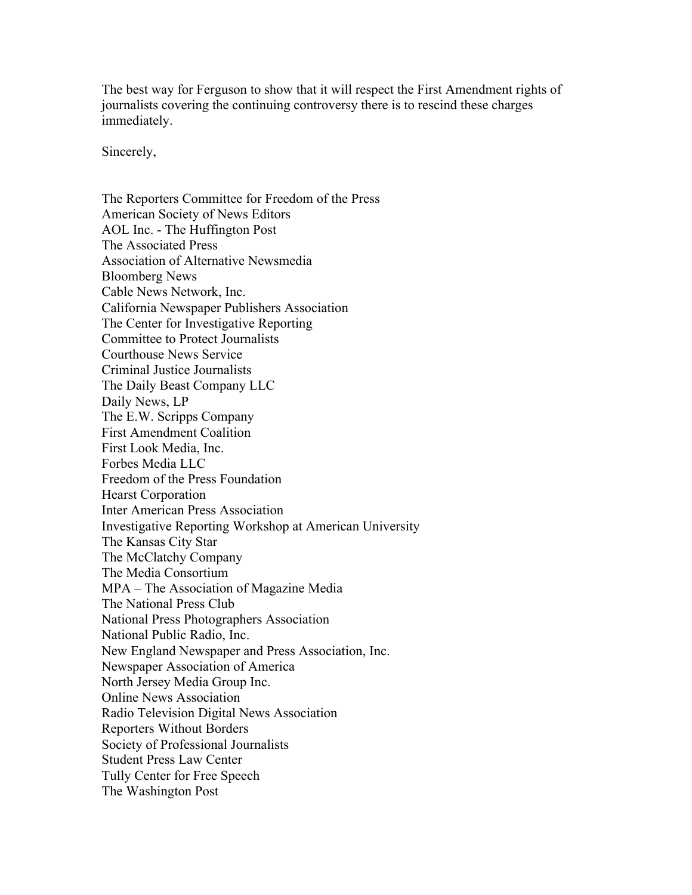The best way for Ferguson to show that it will respect the First Amendment rights of journalists covering the continuing controversy there is to rescind these charges immediately.

Sincerely,

The Reporters Committee for Freedom of the Press
American Society of News Editors
AOL Inc. - The Huffington Post
The Associated Press
Association of Alternative Newsmedia
Bloomberg News
Cable News Network, Inc.
California Newspaper Publishers Association
The Center for Investigative Reporting
Committee to Protect Journalists
Courthouse News Service
Criminal Justice Journalists
The Daily Beast Company LLC
Daily News, LP
The E.W. Scripps Company
First Amendment Coalition
First Look Media, Inc.
Forbes Media LLC
Freedom of the Press Foundation
Hearst Corporation
Inter American Press Association
Investigative Reporting Workshop at American University
The Kansas City Star
The McClatchy Company
The Media Consortium
MPA – The Association of Magazine Media
The National Press Club
National Press Photographers Association
National Public Radio, Inc.
New England Newspaper and Press Association, Inc.
Newspaper Association of America
North Jersey Media Group Inc.
Online News Association
Radio Television Digital News Association
Reporters Without Borders
Society of Professional Journalists
Student Press Law Center
Tully Center for Free Speech
The Washington Post